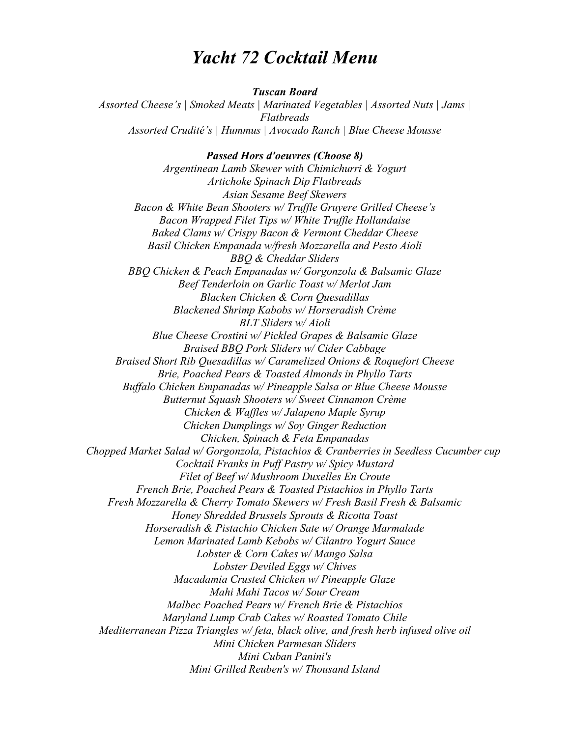# *Yacht 72 Cocktail Menu*

***Tuscan Board***

*Assorted Cheese's | Smoked Meats | Marinated Vegetables | Assorted Nuts | Jams | Flatbreads*

*Assorted Crudité's | Hummus | Avocado Ranch | Blue Cheese Mousse*

***Passed Hors d'oeuvres (Choose 8)***

*Argentinean Lamb Skewer with Chimichurri & Yogurt*

*Artichoke Spinach Dip Flatbreads*

*Asian Sesame Beef Skewers*

*Bacon & White Bean Shooters w/ Truffle Gruyere Grilled Cheese's*

*Bacon Wrapped Filet Tips w/ White Truffle Hollandaise*

*Baked Clams w/ Crispy Bacon & Vermont Cheddar Cheese*

*Basil Chicken Empanada w/fresh Mozzarella and Pesto Aioli*

*BBQ & Cheddar Sliders*

*BBQ Chicken & Peach Empanadas w/ Gorgonzola & Balsamic Glaze*

*Beef Tenderloin on Garlic Toast w/ Merlot Jam*

*Blacken Chicken & Corn Quesadillas*

*Blackened Shrimp Kabobs w/ Horseradish Crème*

*BLT Sliders w/ Aioli*

*Blue Cheese Crostini w/ Pickled Grapes & Balsamic Glaze*

*Braised BBQ Pork Sliders w/ Cider Cabbage*

*Braised Short Rib Quesadillas w/ Caramelized Onions & Roquefort Cheese*

*Brie, Poached Pears & Toasted Almonds in Phyllo Tarts*

*Buffalo Chicken Empanadas w/ Pineapple Salsa or Blue Cheese Mousse*

*Butternut Squash Shooters w/ Sweet Cinnamon Crème*

*Chicken & Waffles w/ Jalapeno Maple Syrup*

*Chicken Dumplings w/ Soy Ginger Reduction*

*Chicken, Spinach & Feta Empanadas*

*Chopped Market Salad w/ Gorgonzola, Pistachios & Cranberries in Seedless Cucumber cup*

*Cocktail Franks in Puff Pastry w/ Spicy Mustard*

*Filet of Beef w/ Mushroom Duxelles En Croute*

*French Brie, Poached Pears & Toasted Pistachios in Phyllo Tarts*

*Fresh Mozzarella & Cherry Tomato Skewers w/ Fresh Basil Fresh & Balsamic*

*Honey Shredded Brussels Sprouts & Ricotta Toast*

*Horseradish & Pistachio Chicken Sate w/ Orange Marmalade*

*Lemon Marinated Lamb Kebobs w/ Cilantro Yogurt Sauce*

*Lobster & Corn Cakes w/ Mango Salsa*

*Lobster Deviled Eggs w/ Chives*

*Macadamia Crusted Chicken w/ Pineapple Glaze*

*Mahi Mahi Tacos w/ Sour Cream*

*Malbec Poached Pears w/ French Brie & Pistachios*

*Maryland Lump Crab Cakes w/ Roasted Tomato Chile*

*Mediterranean Pizza Triangles w/ feta, black olive, and fresh herb infused olive oil*

*Mini Chicken Parmesan Sliders*

*Mini Cuban Panini's*

*Mini Grilled Reuben's w/ Thousand Island*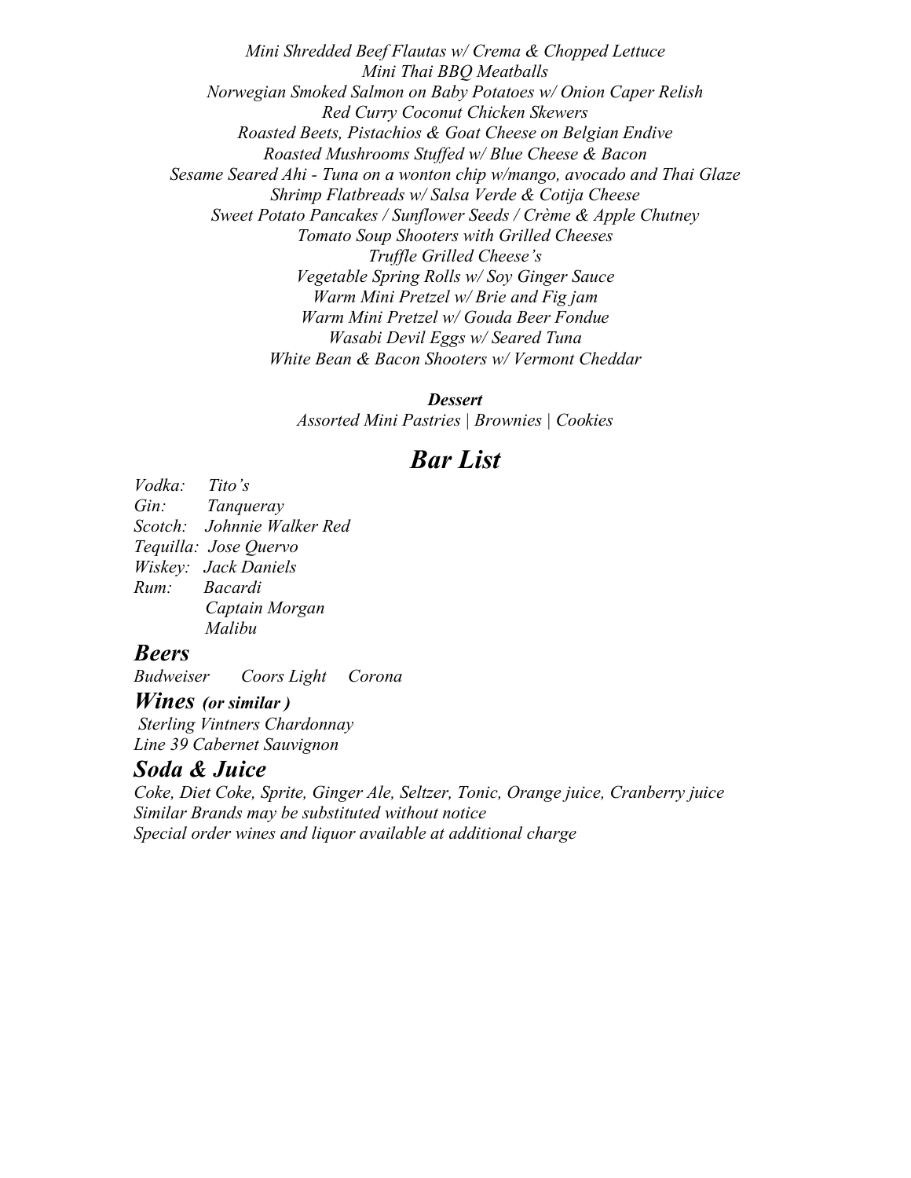*Mini Shredded Beef Flautas w/ Crema & Chopped Lettuce*
*Mini Thai BBQ Meatballs*
*Norwegian Smoked Salmon on Baby Potatoes w/ Onion Caper Relish*
*Red Curry Coconut Chicken Skewers*
*Roasted Beets, Pistachios & Goat Cheese on Belgian Endive*
*Roasted Mushrooms Stuffed w/ Blue Cheese & Bacon*
*Sesame Seared Ahi - Tuna on a wonton chip w/mango, avocado and Thai Glaze*
*Shrimp Flatbreads w/ Salsa Verde & Cotija Cheese*
*Sweet Potato Pancakes / Sunflower Seeds / Crème & Apple Chutney*
*Tomato Soup Shooters with Grilled Cheeses*
*Truffle Grilled Cheese's*
*Vegetable Spring Rolls w/ Soy Ginger Sauce*
*Warm Mini Pretzel w/ Brie and Fig jam*
*Warm Mini Pretzel w/ Gouda Beer Fondue*
*Wasabi Devil Eggs w/ Seared Tuna*
*White Bean & Bacon Shooters w/ Vermont Cheddar*

***Dessert***

*Assorted Mini Pastries | Brownies | Cookies*

## *Bar List*

*Vodka: Tito's*
*Gin: Tanqueray*
*Scotch: Johnnie Walker Red*
*Tequilla: Jose Quervo*
*Wiskey: Jack Daniels*
*Rum: Bacardi*
*Captain Morgan*
*Malibu*

### *Beers*

*Budweiser Coors Light Corona*

### *Wines* ***(or similar )***

*Sterling Vintners Chardonnay*
*Line 39 Cabernet Sauvignon*

### *Soda & Juice*

*Coke, Diet Coke, Sprite, Ginger Ale, Seltzer, Tonic, Orange juice, Cranberry juice*
*Similar Brands may be substituted without notice*
*Special order wines and liquor available at additional charge*